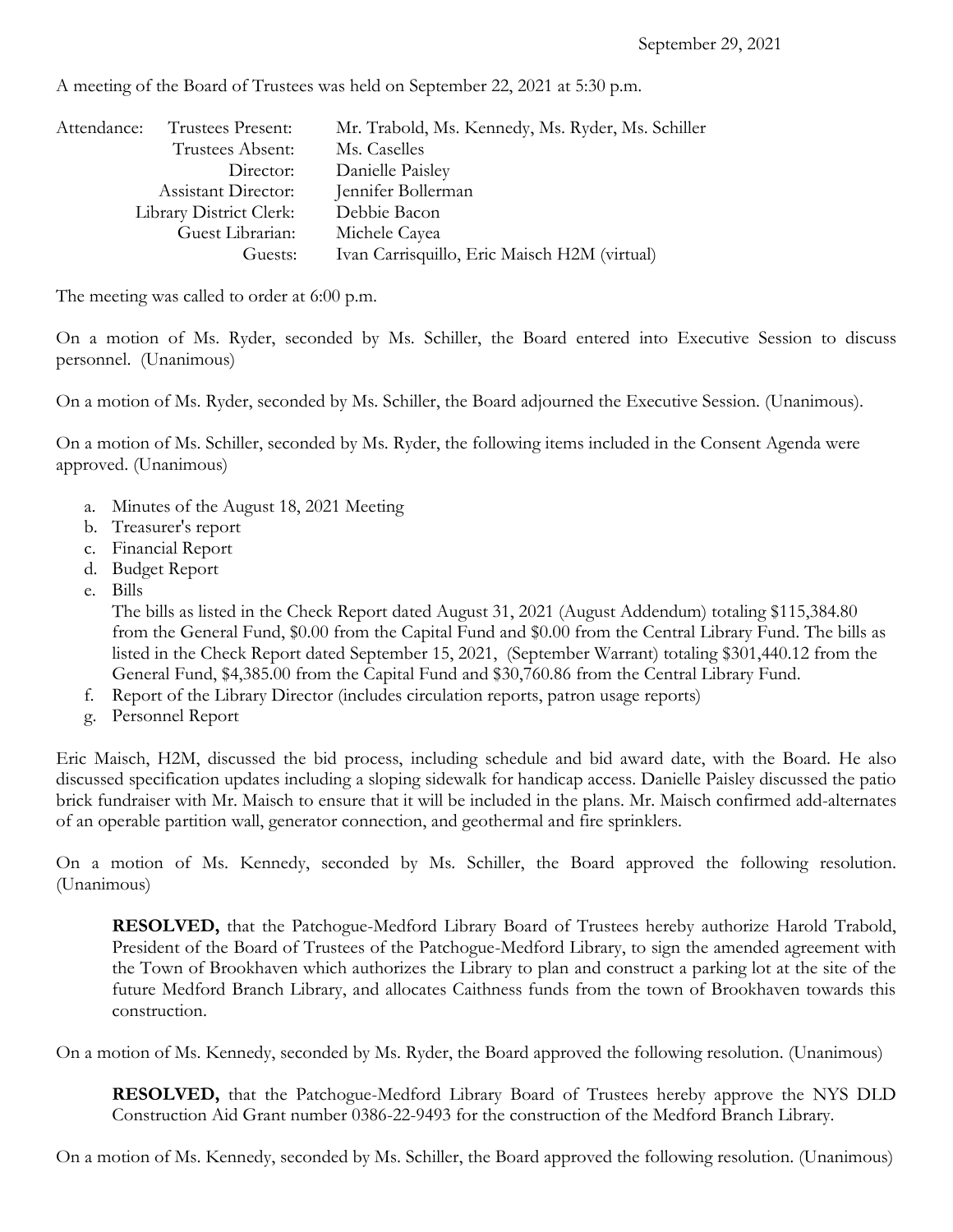September 29, 2021

A meeting of the Board of Trustees was held on September 22, 2021 at 5:30 p.m.

| Attendance: | Trustees Present: | Mr. Trabold, Ms. Kennedy, Ms. Ryder, Ms. Schiller |
|---|---|---|
| | Trustees Absent: | Ms. Caselles |
| | Director: | Danielle Paisley |
| | Assistant Director: | Jennifer Bollerman |
| | Library District Clerk: | Debbie Bacon |
| | Guest Librarian: | Michele Cayea |
| | Guests: | Ivan Carrisquillo, Eric Maisch H2M (virtual) |

The meeting was called to order at 6:00 p.m.

On a motion of Ms. Ryder, seconded by Ms. Schiller, the Board entered into Executive Session to discuss personnel. (Unanimous)

On a motion of Ms. Ryder, seconded by Ms. Schiller, the Board adjourned the Executive Session. (Unanimous).

On a motion of Ms. Schiller, seconded by Ms. Ryder, the following items included in the Consent Agenda were approved. (Unanimous)

a. Minutes of the August 18, 2021 Meeting
b. Treasurer's report
c. Financial Report
d. Budget Report
e. Bills
   The bills as listed in the Check Report dated August 31, 2021 (August Addendum) totaling $115,384.80 from the General Fund, $0.00 from the Capital Fund and $0.00 from the Central Library Fund. The bills as listed in the Check Report dated September 15, 2021, (September Warrant) totaling $301,440.12 from the General Fund, $4,385.00 from the Capital Fund and $30,760.86 from the Central Library Fund.
f. Report of the Library Director (includes circulation reports, patron usage reports)
g. Personnel Report

Eric Maisch, H2M, discussed the bid process, including schedule and bid award date, with the Board. He also discussed specification updates including a sloping sidewalk for handicap access. Danielle Paisley discussed the patio brick fundraiser with Mr. Maisch to ensure that it will be included in the plans. Mr. Maisch confirmed add-alternates of an operable partition wall, generator connection, and geothermal and fire sprinklers.

On a motion of Ms. Kennedy, seconded by Ms. Schiller, the Board approved the following resolution. (Unanimous)

> **RESOLVED,** that the Patchogue-Medford Library Board of Trustees hereby authorize Harold Trabold, President of the Board of Trustees of the Patchogue-Medford Library, to sign the amended agreement with the Town of Brookhaven which authorizes the Library to plan and construct a parking lot at the site of the future Medford Branch Library, and allocates Caithness funds from the town of Brookhaven towards this construction.

On a motion of Ms. Kennedy, seconded by Ms. Ryder, the Board approved the following resolution. (Unanimous)

> **RESOLVED,** that the Patchogue-Medford Library Board of Trustees hereby approve the NYS DLD Construction Aid Grant number 0386-22-9493 for the construction of the Medford Branch Library.

On a motion of Ms. Kennedy, seconded by Ms. Schiller, the Board approved the following resolution. (Unanimous)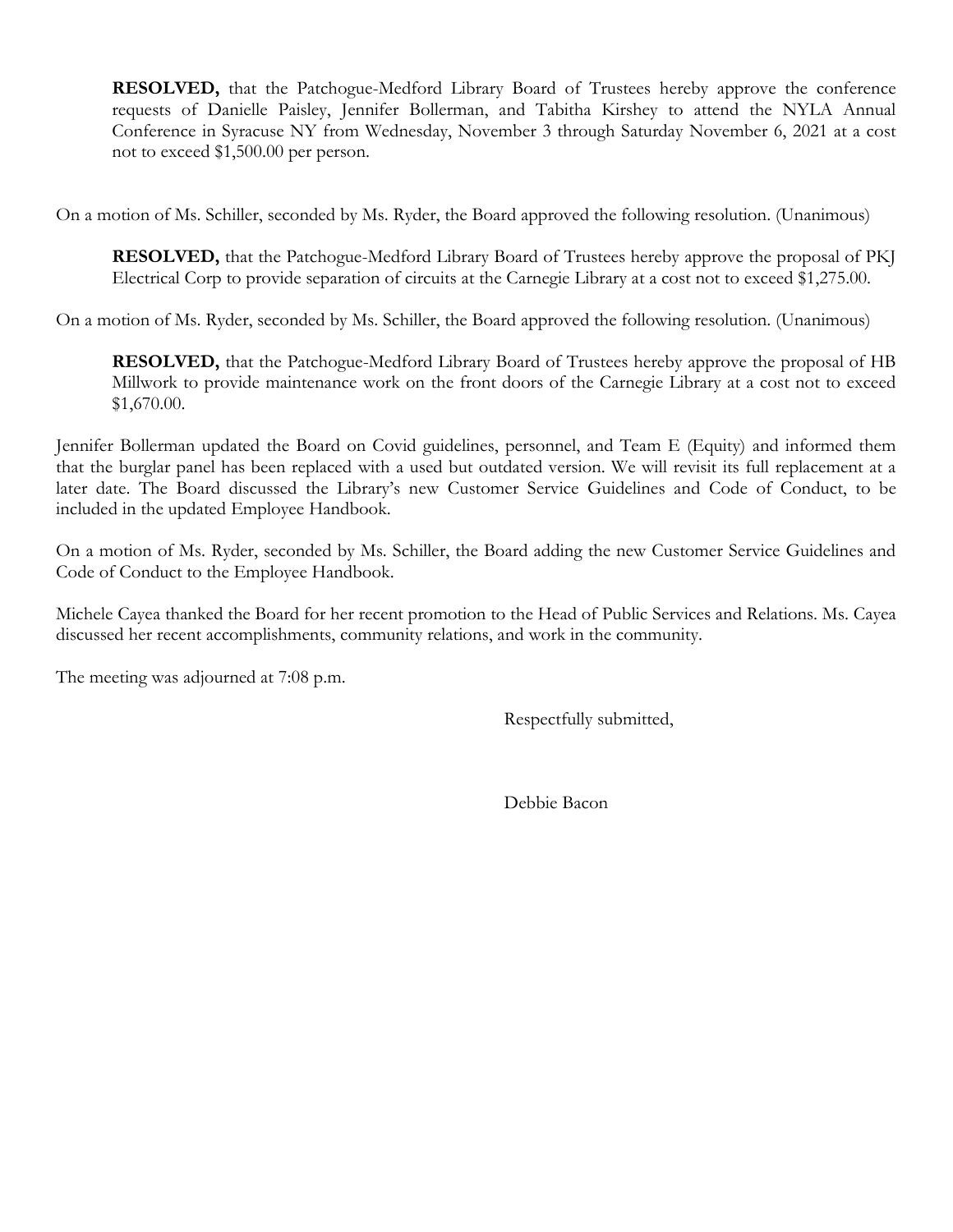**RESOLVED,** that the Patchogue-Medford Library Board of Trustees hereby approve the conference requests of Danielle Paisley, Jennifer Bollerman, and Tabitha Kirshey to attend the NYLA Annual Conference in Syracuse NY from Wednesday, November 3 through Saturday November 6, 2021 at a cost not to exceed $1,500.00 per person.

On a motion of Ms. Schiller, seconded by Ms. Ryder, the Board approved the following resolution. (Unanimous)

**RESOLVED,** that the Patchogue-Medford Library Board of Trustees hereby approve the proposal of PKJ Electrical Corp to provide separation of circuits at the Carnegie Library at a cost not to exceed $1,275.00.

On a motion of Ms. Ryder, seconded by Ms. Schiller, the Board approved the following resolution. (Unanimous)

**RESOLVED,** that the Patchogue-Medford Library Board of Trustees hereby approve the proposal of HB Millwork to provide maintenance work on the front doors of the Carnegie Library at a cost not to exceed $1,670.00.

Jennifer Bollerman updated the Board on Covid guidelines, personnel, and Team E (Equity) and informed them that the burglar panel has been replaced with a used but outdated version. We will revisit its full replacement at a later date. The Board discussed the Library's new Customer Service Guidelines and Code of Conduct, to be included in the updated Employee Handbook.

On a motion of Ms. Ryder, seconded by Ms. Schiller, the Board adding the new Customer Service Guidelines and Code of Conduct to the Employee Handbook.

Michele Cayea thanked the Board for her recent promotion to the Head of Public Services and Relations. Ms. Cayea discussed her recent accomplishments, community relations, and work in the community.

The meeting was adjourned at 7:08 p.m.

Respectfully submitted,

Debbie Bacon